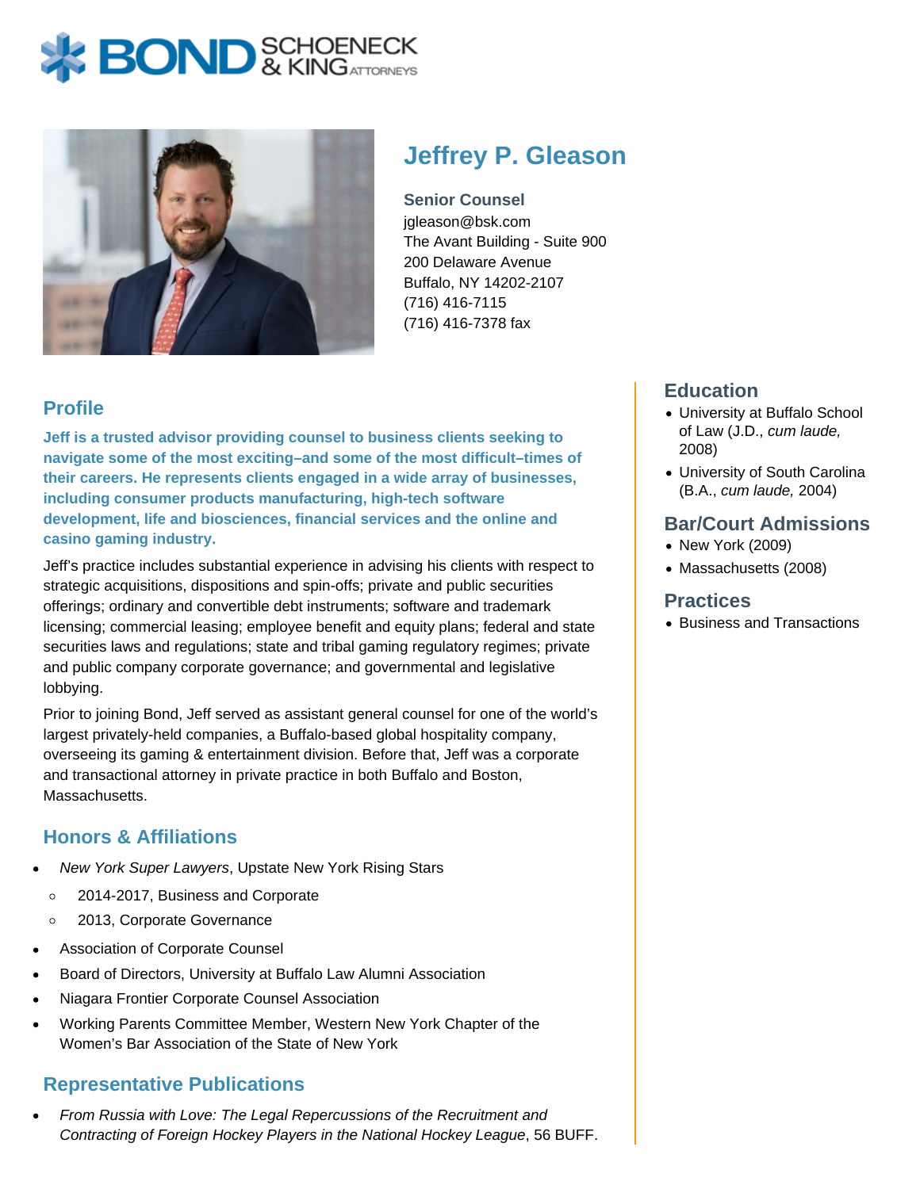# Jeffrey P. Gleason

**Senior Counsel**
jgleason@bsk.com
The Avant Building - Suite 900
200 Delaware Avenue
Buffalo, NY 14202-2107
(716) 416-7115
(716) 416-7378 fax

## Profile

**Jeff is a trusted advisor providing counsel to business clients seeking to navigate some of the most exciting–and some of the most difficult–times of their careers. He represents clients engaged in a wide array of businesses, including consumer products manufacturing, high-tech software development, life and biosciences, financial services and the online and casino gaming industry.**

Jeff's practice includes substantial experience in advising his clients with respect to strategic acquisitions, dispositions and spin-offs; private and public securities offerings; ordinary and convertible debt instruments; software and trademark licensing; commercial leasing; employee benefit and equity plans; federal and state securities laws and regulations; state and tribal gaming regulatory regimes; private and public company corporate governance; and governmental and legislative lobbying.

Prior to joining Bond, Jeff served as assistant general counsel for one of the world's largest privately-held companies, a Buffalo-based global hospitality company, overseeing its gaming & entertainment division. Before that, Jeff was a corporate and transactional attorney in private practice in both Buffalo and Boston, Massachusetts.

## Honors & Affiliations

- *New York Super Lawyers*, Upstate New York Rising Stars
  - 2014-2017, Business and Corporate
  - 2013, Corporate Governance
- Association of Corporate Counsel
- Board of Directors, University at Buffalo Law Alumni Association
- Niagara Frontier Corporate Counsel Association
- Working Parents Committee Member, Western New York Chapter of the Women's Bar Association of the State of New York

## Representative Publications

- *From Russia with Love: The Legal Repercussions of the Recruitment and Contracting of Foreign Hockey Players in the National Hockey League*, 56 BUFF.

## Education

- University at Buffalo School of Law (J.D., *cum laude,* 2008)
- University of South Carolina (B.A., *cum laude,* 2004)

## Bar/Court Admissions

- New York (2009)
- Massachusetts (2008)

## Practices

- Business and Transactions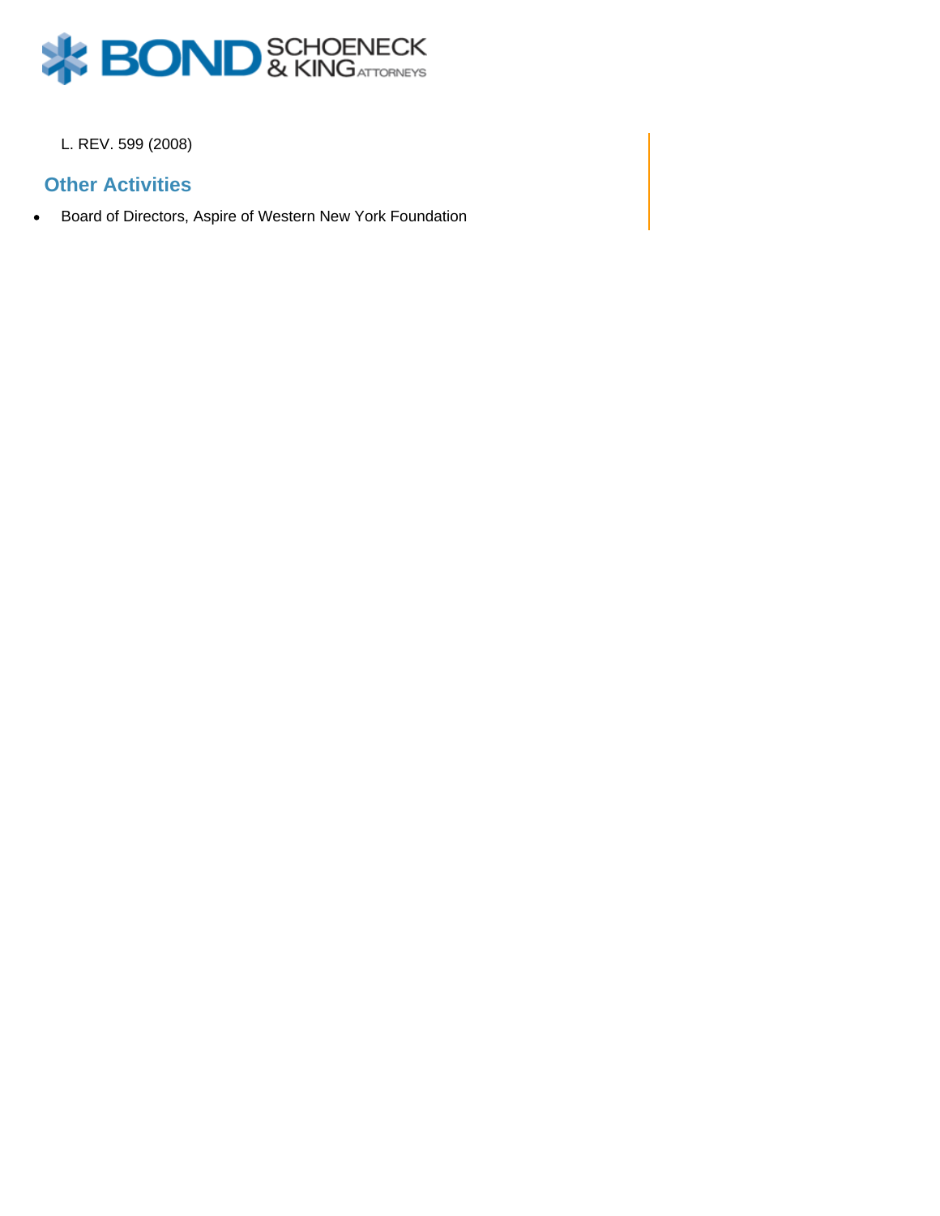L. REV. 599 (2008)

## Other Activities

- Board of Directors, Aspire of Western New York Foundation